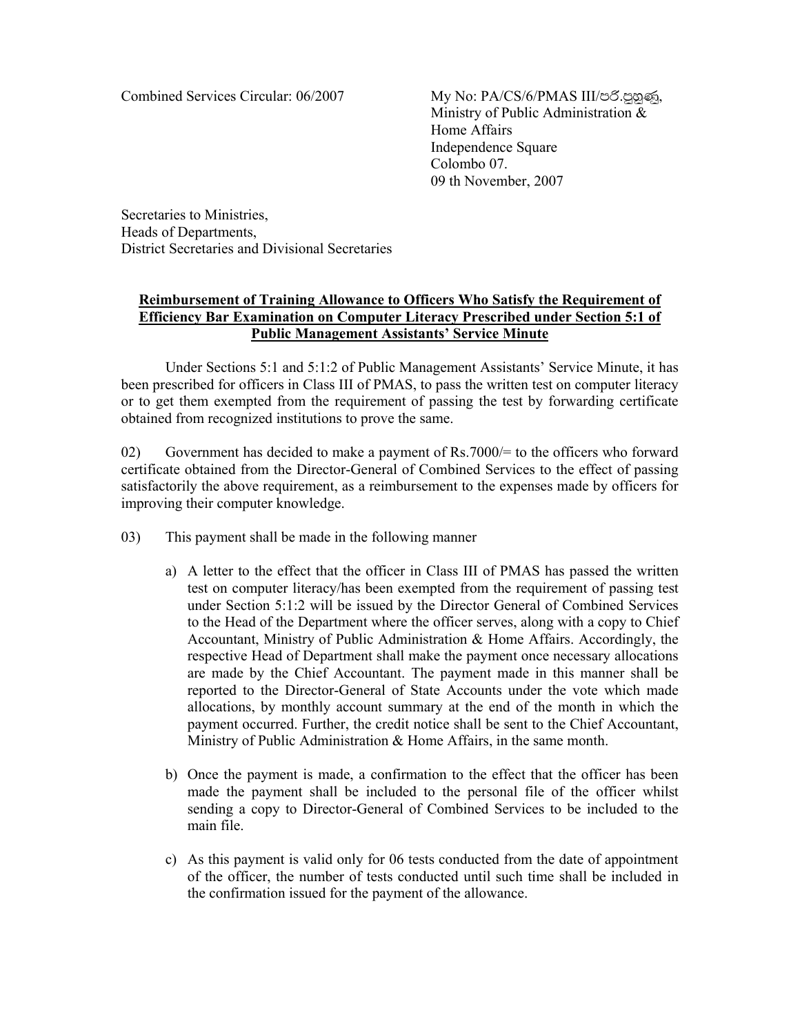Combined Services Circular: 06/2007

My No: PA/CS/6/PMAS III/පරි.පුහුණු,
Ministry of Public Administration & Home Affairs
Independence Square
Colombo 07.
09 th November, 2007

Secretaries to Ministries,
Heads of Departments,
District Secretaries and Divisional Secretaries

**Reimbursement of Training Allowance to Officers Who Satisfy the Requirement of Efficiency Bar Examination on Computer Literacy Prescribed under Section 5:1 of Public Management Assistants' Service Minute**

Under Sections 5:1 and 5:1:2 of Public Management Assistants' Service Minute, it has been prescribed for officers in Class III of PMAS, to pass the written test on computer literacy or to get them exempted from the requirement of passing the test by forwarding certificate obtained from recognized institutions to prove the same.

02) Government has decided to make a payment of Rs.7000/= to the officers who forward certificate obtained from the Director-General of Combined Services to the effect of passing satisfactorily the above requirement, as a reimbursement to the expenses made by officers for improving their computer knowledge.

03) This payment shall be made in the following manner

a) A letter to the effect that the officer in Class III of PMAS has passed the written test on computer literacy/has been exempted from the requirement of passing test under Section 5:1:2 will be issued by the Director General of Combined Services to the Head of the Department where the officer serves, along with a copy to Chief Accountant, Ministry of Public Administration & Home Affairs. Accordingly, the respective Head of Department shall make the payment once necessary allocations are made by the Chief Accountant. The payment made in this manner shall be reported to the Director-General of State Accounts under the vote which made allocations, by monthly account summary at the end of the month in which the payment occurred. Further, the credit notice shall be sent to the Chief Accountant, Ministry of Public Administration & Home Affairs, in the same month.

b) Once the payment is made, a confirmation to the effect that the officer has been made the payment shall be included to the personal file of the officer whilst sending a copy to Director-General of Combined Services to be included to the main file.

c) As this payment is valid only for 06 tests conducted from the date of appointment of the officer, the number of tests conducted until such time shall be included in the confirmation issued for the payment of the allowance.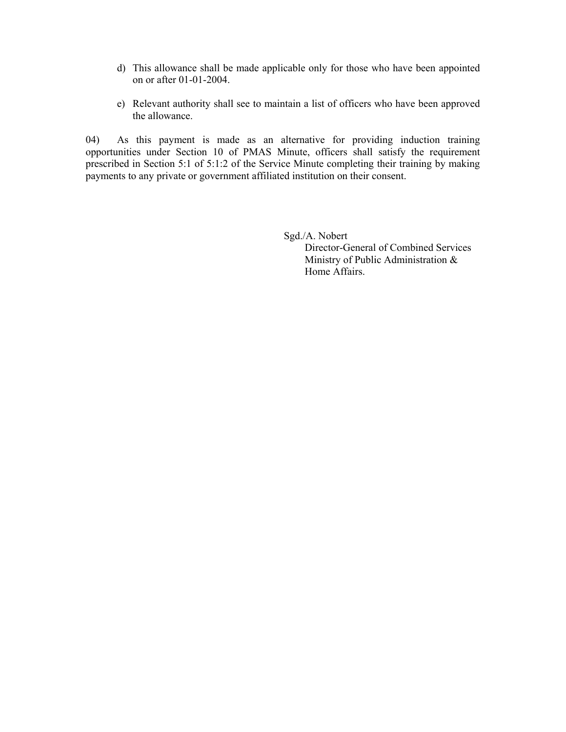d) This allowance shall be made applicable only for those who have been appointed on or after 01-01-2004.

e) Relevant authority shall see to maintain a list of officers who have been approved the allowance.

04) As this payment is made as an alternative for providing induction training opportunities under Section 10 of PMAS Minute, officers shall satisfy the requirement prescribed in Section 5:1 of 5:1:2 of the Service Minute completing their training by making payments to any private or government affiliated institution on their consent.

Sgd./A. Nobert  
Director-General of Combined Services  
Ministry of Public Administration &  
Home Affairs.